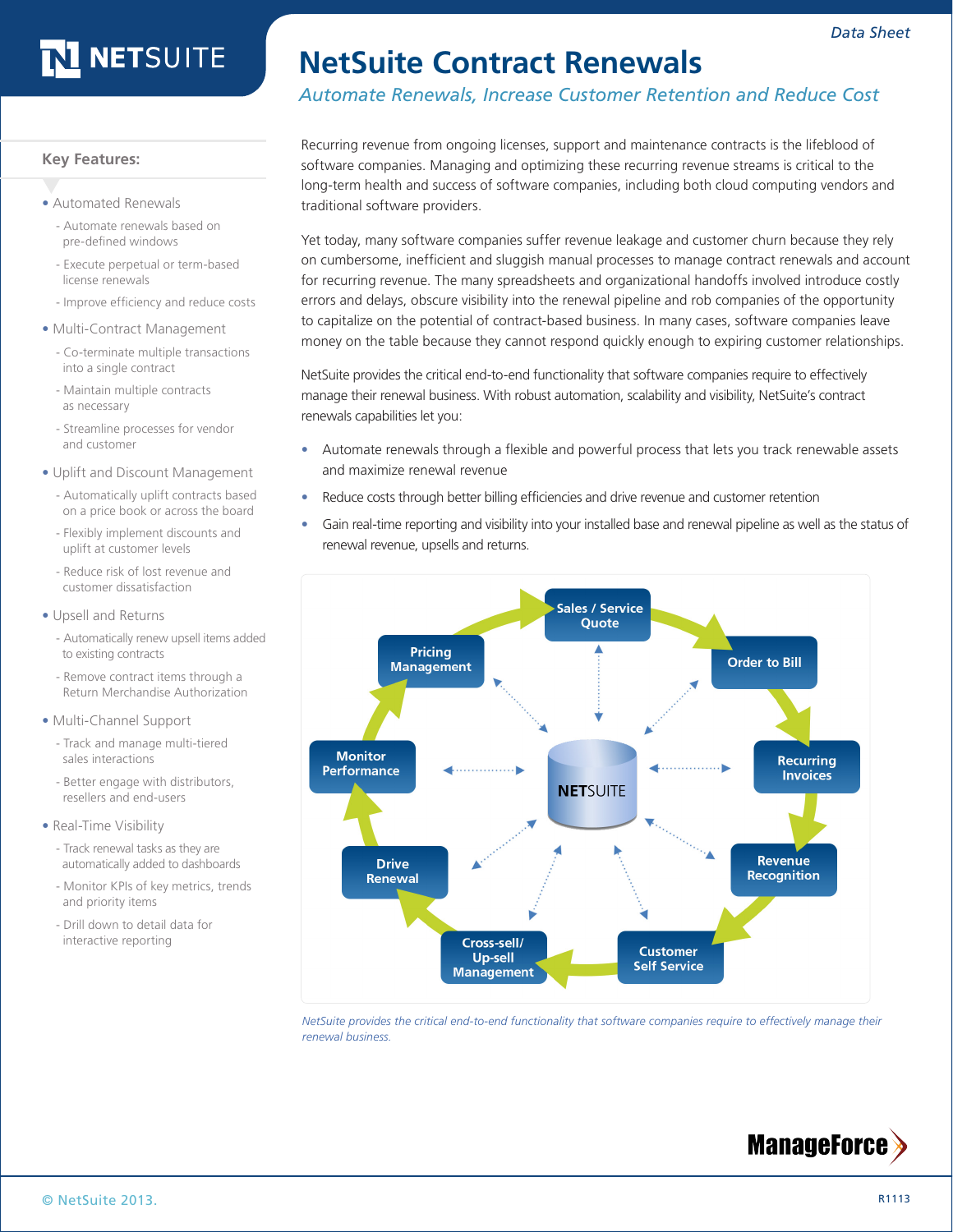Data Sheet

# NetSuite Contract Renewals

*Automate Renewals, Increase Customer Retention and Reduce Cost*

## Key Features:

- Automated Renewals
  - Automate renewals based on pre-defined windows
  - Execute perpetual or term-based license renewals
  - Improve efficiency and reduce costs
- Multi-Contract Management
  - Co-terminate multiple transactions into a single contract
  - Maintain multiple contracts as necessary
  - Streamline processes for vendor and customer
- Uplift and Discount Management
  - Automatically uplift contracts based on a price book or across the board
  - Flexibly implement discounts and uplift at customer levels
  - Reduce risk of lost revenue and customer dissatisfaction
- Upsell and Returns
  - Automatically renew upsell items added to existing contracts
  - Remove contract items through a Return Merchandise Authorization
- Multi-Channel Support
  - Track and manage multi-tiered sales interactions
  - Better engage with distributors, resellers and end-users
- Real-Time Visibility
  - Track renewal tasks as they are automatically added to dashboards
  - Monitor KPIs of key metrics, trends and priority items
  - Drill down to detail data for interactive reporting

Recurring revenue from ongoing licenses, support and maintenance contracts is the lifeblood of software companies. Managing and optimizing these recurring revenue streams is critical to the long-term health and success of software companies, including both cloud computing vendors and traditional software providers.

Yet today, many software companies suffer revenue leakage and customer churn because they rely on cumbersome, inefficient and sluggish manual processes to manage contract renewals and account for recurring revenue. The many spreadsheets and organizational handoffs involved introduce costly errors and delays, obscure visibility into the renewal pipeline and rob companies of the opportunity to capitalize on the potential of contract-based business. In many cases, software companies leave money on the table because they cannot respond quickly enough to expiring customer relationships.

NetSuite provides the critical end-to-end functionality that software companies require to effectively manage their renewal business. With robust automation, scalability and visibility, NetSuite's contract renewals capabilities let you:

- Automate renewals through a flexible and powerful process that lets you track renewable assets and maximize renewal revenue
- Reduce costs through better billing efficiencies and drive revenue and customer retention
- Gain real-time reporting and visibility into your installed base and renewal pipeline as well as the status of renewal revenue, upsells and returns.

Sales / Service Quote → Order to Bill → Recurring Invoices → Revenue Recognition → Customer Self Service → Cross-sell/ Up-sell Management → Drive Renewal → Monitor Performance → Pricing Management (all connected to NETSUITE)

*NetSuite provides the critical end-to-end functionality that software companies require to effectively manage their renewal business.*

ManageForce

© NetSuite 2013.

R1113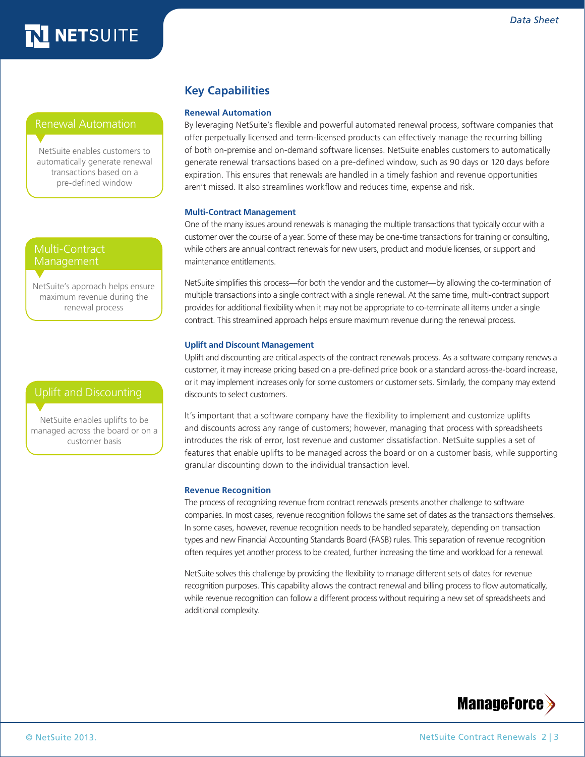## Key Capabilities

### Renewal Automation

**Renewal Automation**

NetSuite enables customers to automatically generate renewal transactions based on a pre-defined window

By leveraging NetSuite's flexible and powerful automated renewal process, software companies that offer perpetually licensed and term-licensed products can effectively manage the recurring billing of both on-premise and on-demand software licenses. NetSuite enables customers to automatically generate renewal transactions based on a pre-defined window, such as 90 days or 120 days before expiration. This ensures that renewals are handled in a timely fashion and revenue opportunities aren't missed. It also streamlines workflow and reduces time, expense and risk.

### Multi-Contract Management

**Multi-Contract Management**

NetSuite's approach helps ensure maximum revenue during the renewal process

One of the many issues around renewals is managing the multiple transactions that typically occur with a customer over the course of a year. Some of these may be one-time transactions for training or consulting, while others are annual contract renewals for new users, product and module licenses, or support and maintenance entitlements.

NetSuite simplifies this process—for both the vendor and the customer—by allowing the co-termination of multiple transactions into a single contract with a single renewal. At the same time, multi-contract support provides for additional flexibility when it may not be appropriate to co-terminate all items under a single contract. This streamlined approach helps ensure maximum revenue during the renewal process.

### Uplift and Discount Management

**Uplift and Discounting**

NetSuite enables uplifts to be managed across the board or on a customer basis

Uplift and discounting are critical aspects of the contract renewals process. As a software company renews a customer, it may increase pricing based on a pre-defined price book or a standard across-the-board increase, or it may implement increases only for some customers or customer sets. Similarly, the company may extend discounts to select customers.

It's important that a software company have the flexibility to implement and customize uplifts and discounts across any range of customers; however, managing that process with spreadsheets introduces the risk of error, lost revenue and customer dissatisfaction. NetSuite supplies a set of features that enable uplifts to be managed across the board or on a customer basis, while supporting granular discounting down to the individual transaction level.

### Revenue Recognition

The process of recognizing revenue from contract renewals presents another challenge to software companies. In most cases, revenue recognition follows the same set of dates as the transactions themselves. In some cases, however, revenue recognition needs to be handled separately, depending on transaction types and new Financial Accounting Standards Board (FASB) rules. This separation of revenue recognition often requires yet another process to be created, further increasing the time and workload for a renewal.

NetSuite solves this challenge by providing the flexibility to manage different sets of dates for revenue recognition purposes. This capability allows the contract renewal and billing process to flow automatically, while revenue recognition can follow a different process without requiring a new set of spreadsheets and additional complexity.

ManageForce

© NetSuite 2013.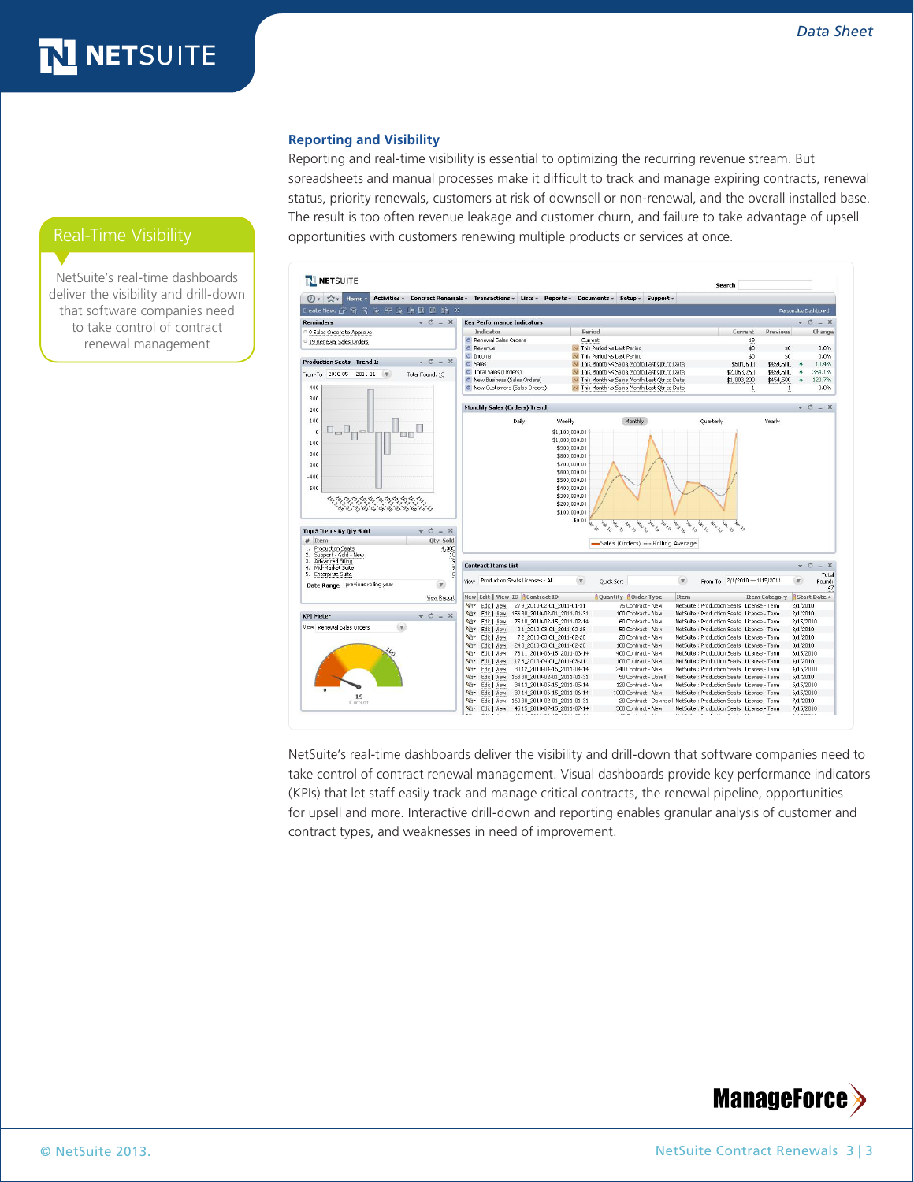## Reporting and Visibility

Reporting and real-time visibility is essential to optimizing the recurring revenue stream. But spreadsheets and manual processes make it difficult to track and manage expiring contracts, renewal status, priority renewals, customers at risk of downsell or non-renewal, and the overall installed base. The result is too often revenue leakage and customer churn, and failure to take advantage of upsell opportunities with customers renewing multiple products or services at once.

### Real-Time Visibility

NetSuite's real-time dashboards deliver the visibility and drill-down that software companies need to take control of contract renewal management

NetSuite's real-time dashboards deliver the visibility and drill-down that software companies need to take control of contract renewal management. Visual dashboards provide key performance indicators (KPIs) that let staff easily track and manage critical contracts, the renewal pipeline, opportunities for upsell and more. Interactive drill-down and reporting enables granular analysis of customer and contract types, and weaknesses in need of improvement.

ManageForce

© NetSuite 2013.